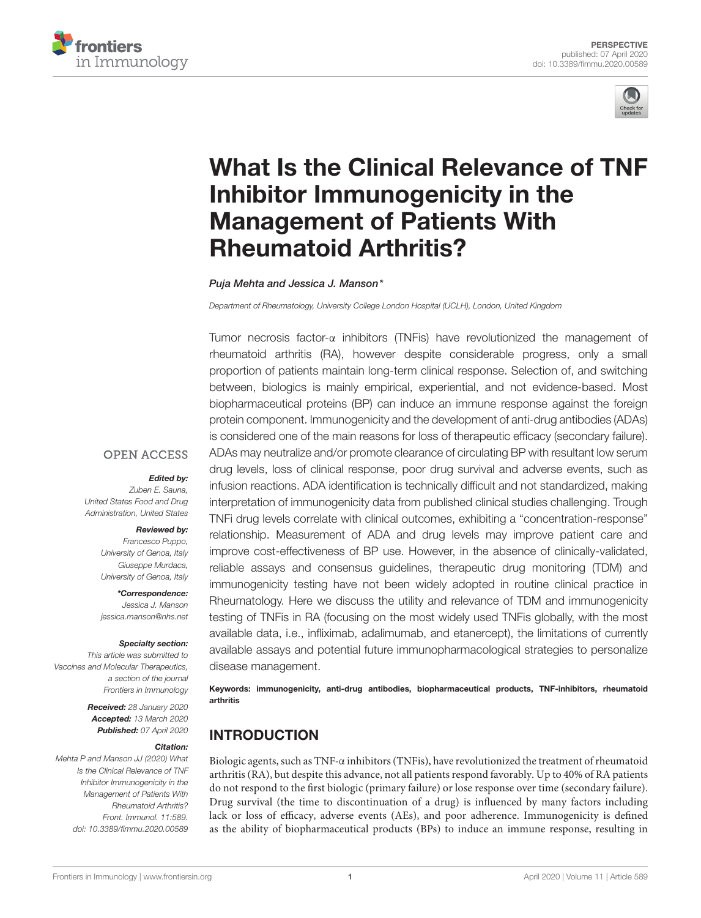PERSPECTIVE
published: 07 April 2020
doi: 10.3389/fimmu.2020.00589

# What Is the Clinical Relevance of TNF Inhibitor Immunogenicity in the Management of Patients With Rheumatoid Arthritis?

*Puja Mehta and Jessica J. Manson**

*Department of Rheumatology, University College London Hospital (UCLH), London, United Kingdom*

Tumor necrosis factor-α inhibitors (TNFis) have revolutionized the management of rheumatoid arthritis (RA), however despite considerable progress, only a small proportion of patients maintain long-term clinical response. Selection of, and switching between, biologics is mainly empirical, experiential, and not evidence-based. Most biopharmaceutical proteins (BP) can induce an immune response against the foreign protein component. Immunogenicity and the development of anti-drug antibodies (ADAs) is considered one of the main reasons for loss of therapeutic efficacy (secondary failure). ADAs may neutralize and/or promote clearance of circulating BP with resultant low serum drug levels, loss of clinical response, poor drug survival and adverse events, such as infusion reactions. ADA identification is technically difficult and not standardized, making interpretation of immunogenicity data from published clinical studies challenging. Trough TNFi drug levels correlate with clinical outcomes, exhibiting a "concentration-response" relationship. Measurement of ADA and drug levels may improve patient care and improve cost-effectiveness of BP use. However, in the absence of clinically-validated, reliable assays and consensus guidelines, therapeutic drug monitoring (TDM) and immunogenicity testing have not been widely adopted in routine clinical practice in Rheumatology. Here we discuss the utility and relevance of TDM and immunogenicity testing of TNFis in RA (focusing on the most widely used TNFis globally, with the most available data, i.e., infliximab, adalimumab, and etanercept), the limitations of currently available assays and potential future immunopharmacological strategies to personalize disease management.

**Keywords: immunogenicity, anti-drug antibodies, biopharmaceutical products, TNF-inhibitors, rheumatoid arthritis**

OPEN ACCESS

***Edited by:***
*Zuben E. Sauna,*
*United States Food and Drug Administration, United States*

***Reviewed by:***
*Francesco Puppo,*
*University of Genoa, Italy*
*Giuseppe Murdaca,*
*University of Genoa, Italy*

****Correspondence:***
*Jessica J. Manson*
*jessica.manson@nhs.net*

***Specialty section:***
*This article was submitted to Vaccines and Molecular Therapeutics, a section of the journal Frontiers in Immunology*

***Received:*** *28 January 2020*
***Accepted:*** *13 March 2020*
***Published:*** *07 April 2020*

***Citation:***
*Mehta P and Manson JJ (2020) What Is the Clinical Relevance of TNF Inhibitor Immunogenicity in the Management of Patients With Rheumatoid Arthritis? Front. Immunol. 11:589. doi: 10.3389/fimmu.2020.00589*

## INTRODUCTION

Biologic agents, such as TNF-α inhibitors (TNFis), have revolutionized the treatment of rheumatoid arthritis (RA), but despite this advance, not all patients respond favorably. Up to 40% of RA patients do not respond to the first biologic (primary failure) or lose response over time (secondary failure). Drug survival (the time to discontinuation of a drug) is influenced by many factors including lack or loss of efficacy, adverse events (AEs), and poor adherence. Immunogenicity is defined as the ability of biopharmaceutical products (BPs) to induce an immune response, resulting in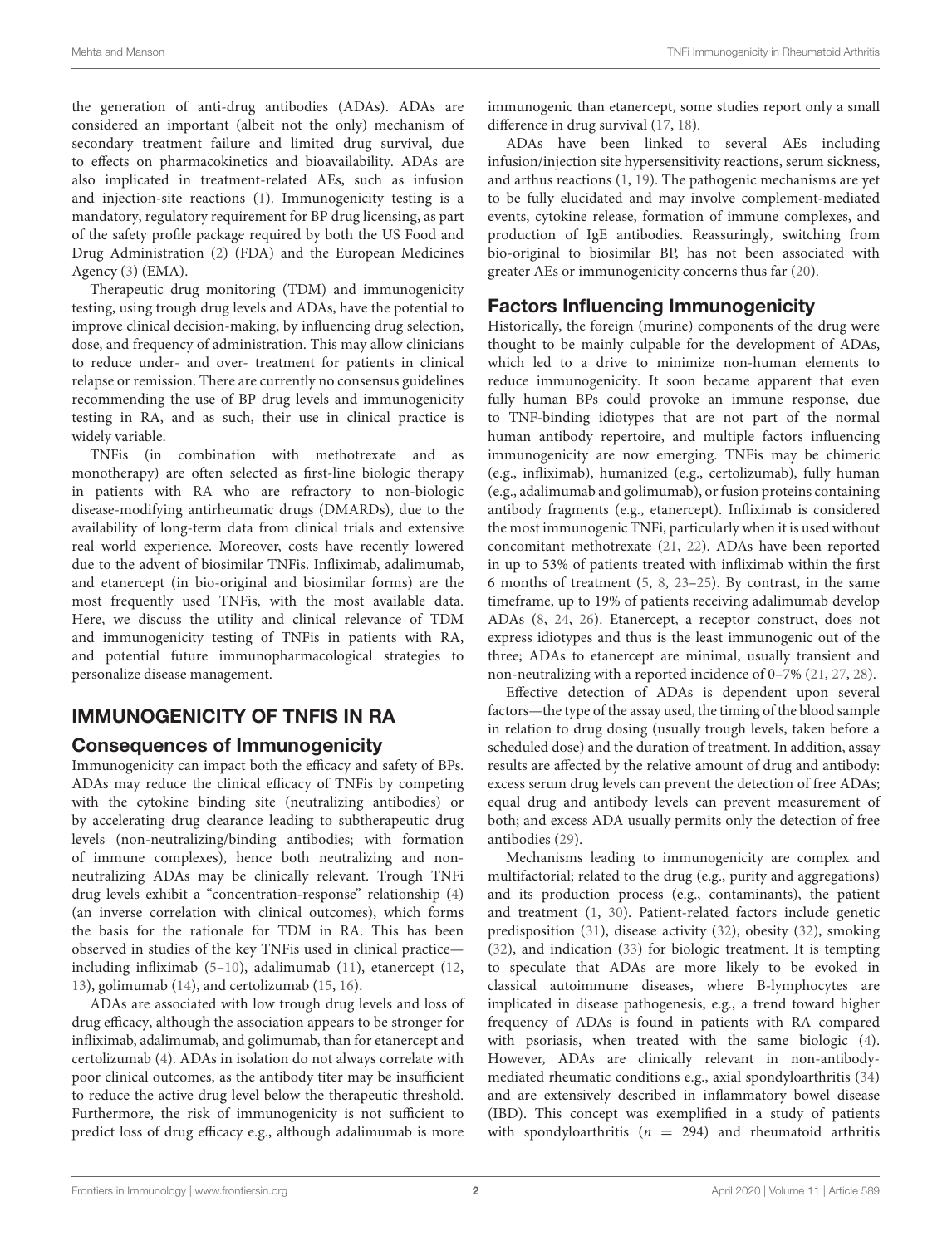the generation of anti-drug antibodies (ADAs). ADAs are considered an important (albeit not the only) mechanism of secondary treatment failure and limited drug survival, due to effects on pharmacokinetics and bioavailability. ADAs are also implicated in treatment-related AEs, such as infusion and injection-site reactions (1). Immunogenicity testing is a mandatory, regulatory requirement for BP drug licensing, as part of the safety profile package required by both the US Food and Drug Administration (2) (FDA) and the European Medicines Agency (3) (EMA).

Therapeutic drug monitoring (TDM) and immunogenicity testing, using trough drug levels and ADAs, have the potential to improve clinical decision-making, by influencing drug selection, dose, and frequency of administration. This may allow clinicians to reduce under- and over- treatment for patients in clinical relapse or remission. There are currently no consensus guidelines recommending the use of BP drug levels and immunogenicity testing in RA, and as such, their use in clinical practice is widely variable.

TNFis (in combination with methotrexate and as monotherapy) are often selected as first-line biologic therapy in patients with RA who are refractory to non-biologic disease-modifying antirheumatic drugs (DMARDs), due to the availability of long-term data from clinical trials and extensive real world experience. Moreover, costs have recently lowered due to the advent of biosimilar TNFis. Infliximab, adalimumab, and etanercept (in bio-original and biosimilar forms) are the most frequently used TNFis, with the most available data. Here, we discuss the utility and clinical relevance of TDM and immunogenicity testing of TNFis in patients with RA, and potential future immunopharmacological strategies to personalize disease management.

## IMMUNOGENICITY OF TNFIS IN RA

### Consequences of Immunogenicity

Immunogenicity can impact both the efficacy and safety of BPs. ADAs may reduce the clinical efficacy of TNFis by competing with the cytokine binding site (neutralizing antibodies) or by accelerating drug clearance leading to subtherapeutic drug levels (non-neutralizing/binding antibodies; with formation of immune complexes), hence both neutralizing and non-neutralizing ADAs may be clinically relevant. Trough TNFi drug levels exhibit a "concentration-response" relationship (4) (an inverse correlation with clinical outcomes), which forms the basis for the rationale for TDM in RA. This has been observed in studies of the key TNFis used in clinical practice—including infliximab (5–10), adalimumab (11), etanercept (12, 13), golimumab (14), and certolizumab (15, 16).

ADAs are associated with low trough drug levels and loss of drug efficacy, although the association appears to be stronger for infliximab, adalimumab, and golimumab, than for etanercept and certolizumab (4). ADAs in isolation do not always correlate with poor clinical outcomes, as the antibody titer may be insufficient to reduce the active drug level below the therapeutic threshold. Furthermore, the risk of immunogenicity is not sufficient to predict loss of drug efficacy e.g., although adalimumab is more immunogenic than etanercept, some studies report only a small difference in drug survival (17, 18).

ADAs have been linked to several AEs including infusion/injection site hypersensitivity reactions, serum sickness, and arthus reactions (1, 19). The pathogenic mechanisms are yet to be fully elucidated and may involve complement-mediated events, cytokine release, formation of immune complexes, and production of IgE antibodies. Reassuringly, switching from bio-original to biosimilar BP, has not been associated with greater AEs or immunogenicity concerns thus far (20).

### Factors Influencing Immunogenicity

Historically, the foreign (murine) components of the drug were thought to be mainly culpable for the development of ADAs, which led to a drive to minimize non-human elements to reduce immunogenicity. It soon became apparent that even fully human BPs could provoke an immune response, due to TNF-binding idiotypes that are not part of the normal human antibody repertoire, and multiple factors influencing immunogenicity are now emerging. TNFis may be chimeric (e.g., infliximab), humanized (e.g., certolizumab), fully human (e.g., adalimumab and golimumab), or fusion proteins containing antibody fragments (e.g., etanercept). Infliximab is considered the most immunogenic TNFi, particularly when it is used without concomitant methotrexate (21, 22). ADAs have been reported in up to 53% of patients treated with infliximab within the first 6 months of treatment (5, 8, 23–25). By contrast, in the same timeframe, up to 19% of patients receiving adalimumab develop ADAs (8, 24, 26). Etanercept, a receptor construct, does not express idiotypes and thus is the least immunogenic out of the three; ADAs to etanercept are minimal, usually transient and non-neutralizing with a reported incidence of 0–7% (21, 27, 28).

Effective detection of ADAs is dependent upon several factors—the type of the assay used, the timing of the blood sample in relation to drug dosing (usually trough levels, taken before a scheduled dose) and the duration of treatment. In addition, assay results are affected by the relative amount of drug and antibody: excess serum drug levels can prevent the detection of free ADAs; equal drug and antibody levels can prevent measurement of both; and excess ADA usually permits only the detection of free antibodies (29).

Mechanisms leading to immunogenicity are complex and multifactorial; related to the drug (e.g., purity and aggregations) and its production process (e.g., contaminants), the patient and treatment (1, 30). Patient-related factors include genetic predisposition (31), disease activity (32), obesity (32), smoking (32), and indication (33) for biologic treatment. It is tempting to speculate that ADAs are more likely to be evoked in classical autoimmune diseases, where B-lymphocytes are implicated in disease pathogenesis, e.g., a trend toward higher frequency of ADAs is found in patients with RA compared with psoriasis, when treated with the same biologic (4). However, ADAs are clinically relevant in non-antibody-mediated rheumatic conditions e.g., axial spondyloarthritis (34) and are extensively described in inflammatory bowel disease (IBD). This concept was exemplified in a study of patients with spondyloarthritis ($n = 294$) and rheumatoid arthritis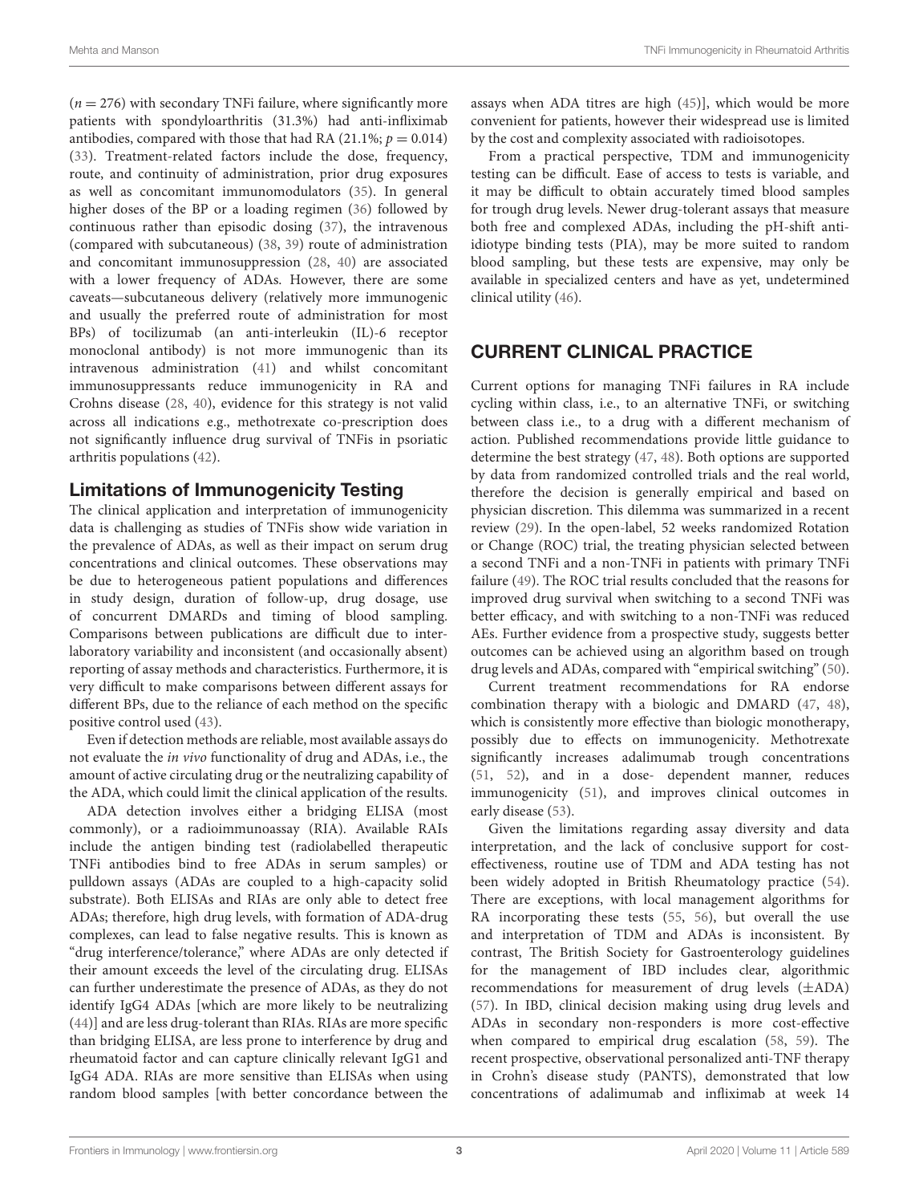($n = 276$) with secondary TNFi failure, where significantly more patients with spondyloarthritis (31.3%) had anti-infliximab antibodies, compared with those that had RA (21.1%; $p = 0.014$) (33). Treatment-related factors include the dose, frequency, route, and continuity of administration, prior drug exposures as well as concomitant immunomodulators (35). In general higher doses of the BP or a loading regimen (36) followed by continuous rather than episodic dosing (37), the intravenous (compared with subcutaneous) (38, 39) route of administration and concomitant immunosuppression (28, 40) are associated with a lower frequency of ADAs. However, there are some caveats—subcutaneous delivery (relatively more immunogenic and usually the preferred route of administration for most BPs) of tocilizumab (an anti-interleukin (IL)-6 receptor monoclonal antibody) is not more immunogenic than its intravenous administration (41) and whilst concomitant immunosuppressants reduce immunogenicity in RA and Crohns disease (28, 40), evidence for this strategy is not valid across all indications e.g., methotrexate co-prescription does not significantly influence drug survival of TNFis in psoriatic arthritis populations (42).

### Limitations of Immunogenicity Testing

The clinical application and interpretation of immunogenicity data is challenging as studies of TNFis show wide variation in the prevalence of ADAs, as well as their impact on serum drug concentrations and clinical outcomes. These observations may be due to heterogeneous patient populations and differences in study design, duration of follow-up, drug dosage, use of concurrent DMARDs and timing of blood sampling. Comparisons between publications are difficult due to inter-laboratory variability and inconsistent (and occasionally absent) reporting of assay methods and characteristics. Furthermore, it is very difficult to make comparisons between different assays for different BPs, due to the reliance of each method on the specific positive control used (43).

Even if detection methods are reliable, most available assays do not evaluate the *in vivo* functionality of drug and ADAs, i.e., the amount of active circulating drug or the neutralizing capability of the ADA, which could limit the clinical application of the results.

ADA detection involves either a bridging ELISA (most commonly), or a radioimmunoassay (RIA). Available RAIs include the antigen binding test (radiolabelled therapeutic TNFi antibodies bind to free ADAs in serum samples) or pulldown assays (ADAs are coupled to a high-capacity solid substrate). Both ELISAs and RIAs are only able to detect free ADAs; therefore, high drug levels, with formation of ADA-drug complexes, can lead to false negative results. This is known as "drug interference/tolerance," where ADAs are only detected if their amount exceeds the level of the circulating drug. ELISAs can further underestimate the presence of ADAs, as they do not identify IgG4 ADAs [which are more likely to be neutralizing (44)] and are less drug-tolerant than RIAs. RIAs are more specific than bridging ELISA, are less prone to interference by drug and rheumatoid factor and can capture clinically relevant IgG1 and IgG4 ADA. RIAs are more sensitive than ELISAs when using random blood samples [with better concordance between the assays when ADA titres are high (45)], which would be more convenient for patients, however their widespread use is limited by the cost and complexity associated with radioisotopes.

From a practical perspective, TDM and immunogenicity testing can be difficult. Ease of access to tests is variable, and it may be difficult to obtain accurately timed blood samples for trough drug levels. Newer drug-tolerant assays that measure both free and complexed ADAs, including the pH-shift anti-idiotype binding tests (PIA), may be more suited to random blood sampling, but these tests are expensive, may only be available in specialized centers and have as yet, undetermined clinical utility (46).

## CURRENT CLINICAL PRACTICE

Current options for managing TNFi failures in RA include cycling within class, i.e., to an alternative TNFi, or switching between class i.e., to a drug with a different mechanism of action. Published recommendations provide little guidance to determine the best strategy (47, 48). Both options are supported by data from randomized controlled trials and the real world, therefore the decision is generally empirical and based on physician discretion. This dilemma was summarized in a recent review (29). In the open-label, 52 weeks randomized Rotation or Change (ROC) trial, the treating physician selected between a second TNFi and a non-TNFi in patients with primary TNFi failure (49). The ROC trial results concluded that the reasons for improved drug survival when switching to a second TNFi was better efficacy, and with switching to a non-TNFi was reduced AEs. Further evidence from a prospective study, suggests better outcomes can be achieved using an algorithm based on trough drug levels and ADAs, compared with "empirical switching" (50).

Current treatment recommendations for RA endorse combination therapy with a biologic and DMARD (47, 48), which is consistently more effective than biologic monotherapy, possibly due to effects on immunogenicity. Methotrexate significantly increases adalimumab trough concentrations (51, 52), and in a dose- dependent manner, reduces immunogenicity (51), and improves clinical outcomes in early disease (53).

Given the limitations regarding assay diversity and data interpretation, and the lack of conclusive support for cost-effectiveness, routine use of TDM and ADA testing has not been widely adopted in British Rheumatology practice (54). There are exceptions, with local management algorithms for RA incorporating these tests (55, 56), but overall the use and interpretation of TDM and ADAs is inconsistent. By contrast, The British Society for Gastroenterology guidelines for the management of IBD includes clear, algorithmic recommendations for measurement of drug levels (±ADA) (57). In IBD, clinical decision making using drug levels and ADAs in secondary non-responders is more cost-effective when compared to empirical drug escalation (58, 59). The recent prospective, observational personalized anti-TNF therapy in Crohn's disease study (PANTS), demonstrated that low concentrations of adalimumab and infliximab at week 14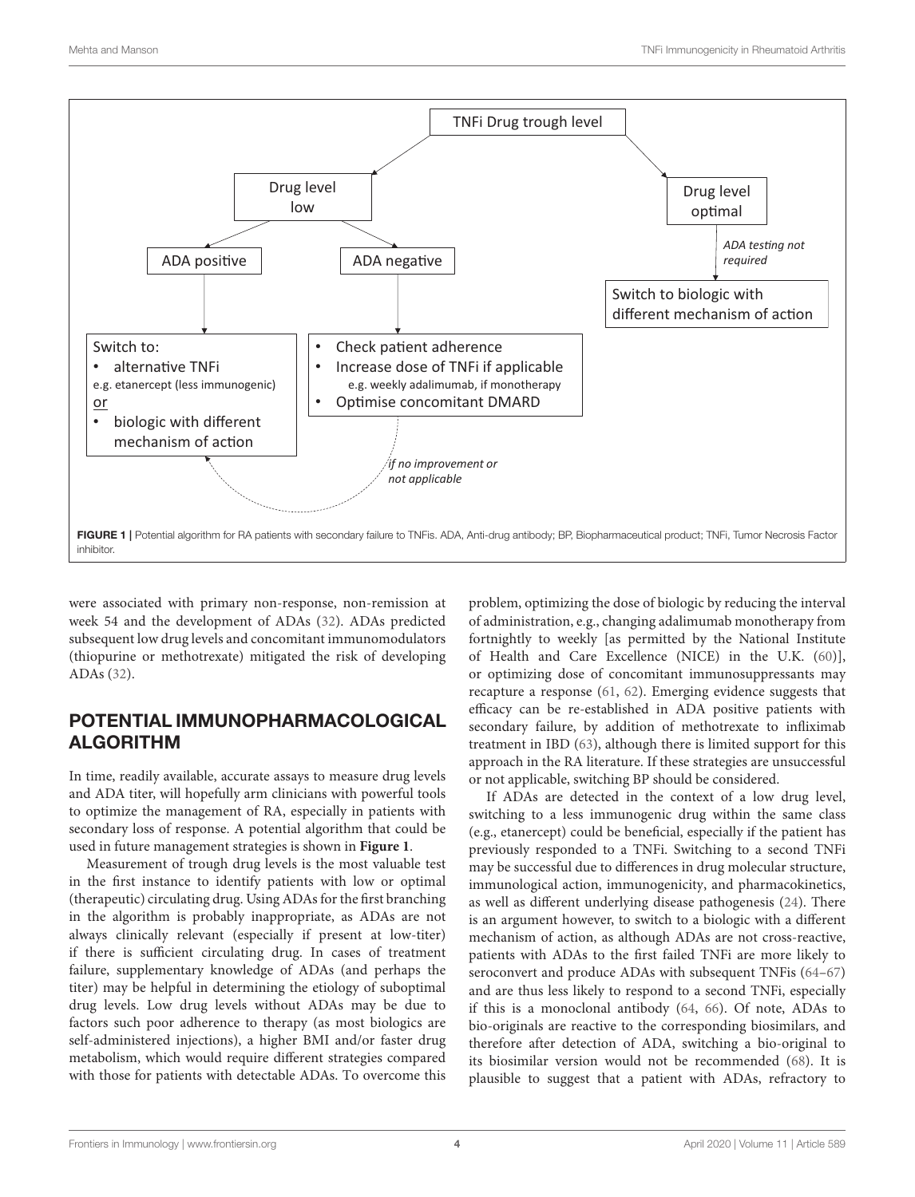TNFi Drug trough level

Drug level low

Drug level optimal

ADA positive

ADA negative

*ADA testing not required*

Switch to biologic with different mechanism of action

Switch to:
- alternative TNFi
e.g. etanercept (less immunogenic)
or
- biologic with different mechanism of action

- Check patient adherence
- Increase dose of TNFi if applicable
  e.g. weekly adalimumab, if monotherapy
- Optimise concomitant DMARD

*if no improvement or not applicable*

**FIGURE 1 |** Potential algorithm for RA patients with secondary failure to TNFis. ADA, Anti-drug antibody; BP, Biopharmaceutical product; TNFi, Tumor Necrosis Factor inhibitor.

were associated with primary non-response, non-remission at week 54 and the development of ADAs (32). ADAs predicted subsequent low drug levels and concomitant immunomodulators (thiopurine or methotrexate) mitigated the risk of developing ADAs (32).

## POTENTIAL IMMUNOPHARMACOLOGICAL ALGORITHM

In time, readily available, accurate assays to measure drug levels and ADA titer, will hopefully arm clinicians with powerful tools to optimize the management of RA, especially in patients with secondary loss of response. A potential algorithm that could be used in future management strategies is shown in **Figure 1**.

Measurement of trough drug levels is the most valuable test in the first instance to identify patients with low or optimal (therapeutic) circulating drug. Using ADAs for the first branching in the algorithm is probably inappropriate, as ADAs are not always clinically relevant (especially if present at low-titer) if there is sufficient circulating drug. In cases of treatment failure, supplementary knowledge of ADAs (and perhaps the titer) may be helpful in determining the etiology of suboptimal drug levels. Low drug levels without ADAs may be due to factors such poor adherence to therapy (as most biologics are self-administered injections), a higher BMI and/or faster drug metabolism, which would require different strategies compared with those for patients with detectable ADAs. To overcome this problem, optimizing the dose of biologic by reducing the interval of administration, e.g., changing adalimumab monotherapy from fortnightly to weekly [as permitted by the National Institute of Health and Care Excellence (NICE) in the U.K. (60)], or optimizing dose of concomitant immunosuppressants may recapture a response (61, 62). Emerging evidence suggests that efficacy can be re-established in ADA positive patients with secondary failure, by addition of methotrexate to infliximab treatment in IBD (63), although there is limited support for this approach in the RA literature. If these strategies are unsuccessful or not applicable, switching BP should be considered.

If ADAs are detected in the context of a low drug level, switching to a less immunogenic drug within the same class (e.g., etanercept) could be beneficial, especially if the patient has previously responded to a TNFi. Switching to a second TNFi may be successful due to differences in drug molecular structure, immunological action, immunogenicity, and pharmacokinetics, as well as different underlying disease pathogenesis (24). There is an argument however, to switch to a biologic with a different mechanism of action, as although ADAs are not cross-reactive, patients with ADAs to the first failed TNFi are more likely to seroconvert and produce ADAs with subsequent TNFis (64–67) and are thus less likely to respond to a second TNFi, especially if this is a monoclonal antibody (64, 66). Of note, ADAs to bio-originals are reactive to the corresponding biosimilars, and therefore after detection of ADA, switching a bio-original to its biosimilar version would not be recommended (68). It is plausible to suggest that a patient with ADAs, refractory to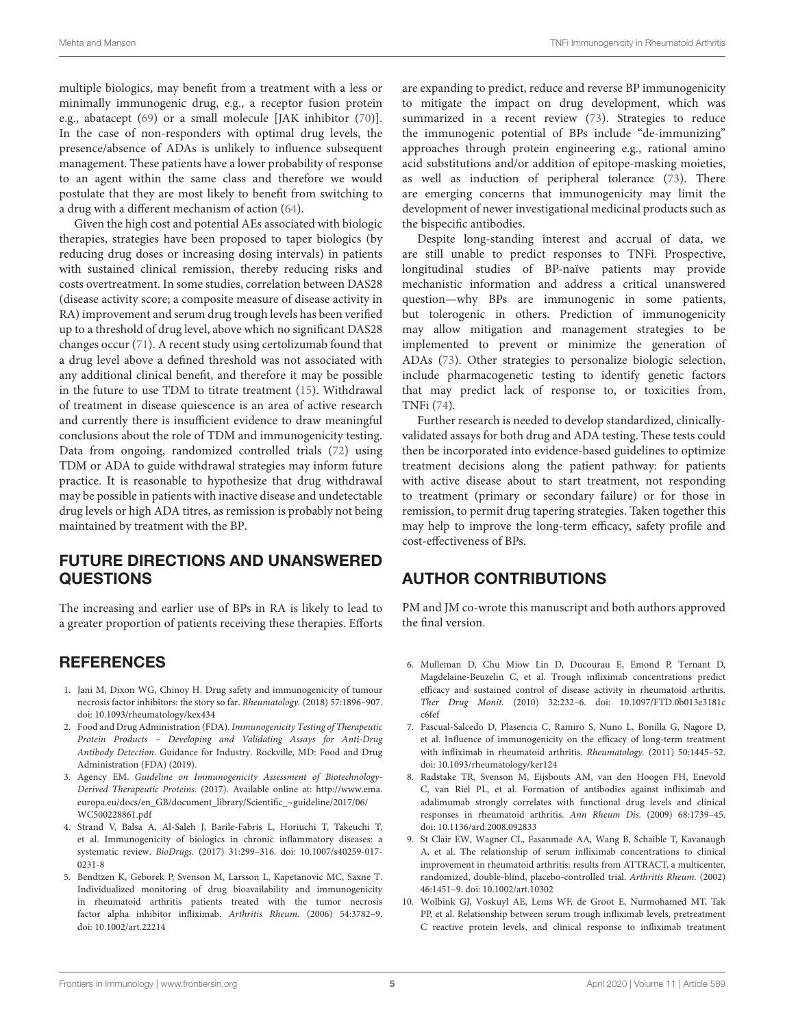multiple biologics, may benefit from a treatment with a less or minimally immunogenic drug, e.g., a receptor fusion protein e.g., abatacept (69) or a small molecule [JAK inhibitor (70)]. In the case of non-responders with optimal drug levels, the presence/absence of ADAs is unlikely to influence subsequent management. These patients have a lower probability of response to an agent within the same class and therefore we would postulate that they are most likely to benefit from switching to a drug with a different mechanism of action (64).

Given the high cost and potential AEs associated with biologic therapies, strategies have been proposed to taper biologics (by reducing drug doses or increasing dosing intervals) in patients with sustained clinical remission, thereby reducing risks and costs overtreatment. In some studies, correlation between DAS28 (disease activity score; a composite measure of disease activity in RA) improvement and serum drug trough levels has been verified up to a threshold of drug level, above which no significant DAS28 changes occur (71). A recent study using certolizumab found that a drug level above a defined threshold was not associated with any additional clinical benefit, and therefore it may be possible in the future to use TDM to titrate treatment (15). Withdrawal of treatment in disease quiescence is an area of active research and currently there is insufficient evidence to draw meaningful conclusions about the role of TDM and immunogenicity testing. Data from ongoing, randomized controlled trials (72) using TDM or ADA to guide withdrawal strategies may inform future practice. It is reasonable to hypothesize that drug withdrawal may be possible in patients with inactive disease and undetectable drug levels or high ADA titres, as remission is probably not being maintained by treatment with the BP.

## FUTURE DIRECTIONS AND UNANSWERED QUESTIONS

The increasing and earlier use of BPs in RA is likely to lead to a greater proportion of patients receiving these therapies. Efforts are expanding to predict, reduce and reverse BP immunogenicity to mitigate the impact on drug development, which was summarized in a recent review (73). Strategies to reduce the immunogenic potential of BPs include "de-immunizing" approaches through protein engineering e.g., rational amino acid substitutions and/or addition of epitope-masking moieties, as well as induction of peripheral tolerance (73). There are emerging concerns that immunogenicity may limit the development of newer investigational medicinal products such as the bispecific antibodies.

Despite long-standing interest and accrual of data, we are still unable to predict responses to TNFi. Prospective, longitudinal studies of BP-naïve patients may provide mechanistic information and address a critical unanswered question—why BPs are immunogenic in some patients, but tolerogenic in others. Prediction of immunogenicity may allow mitigation and management strategies to be implemented to prevent or minimize the generation of ADAs (73). Other strategies to personalize biologic selection, include pharmacogenetic testing to identify genetic factors that may predict lack of response to, or toxicities from, TNFi (74).

Further research is needed to develop standardized, clinically-validated assays for both drug and ADA testing. These tests could then be incorporated into evidence-based guidelines to optimize treatment decisions along the patient pathway: for patients with active disease about to start treatment, not responding to treatment (primary or secondary failure) or for those in remission, to permit drug tapering strategies. Taken together this may help to improve the long-term efficacy, safety profile and cost-effectiveness of BPs.

## AUTHOR CONTRIBUTIONS

PM and JM co-wrote this manuscript and both authors approved the final version.

## REFERENCES

1. Jani M, Dixon WG, Chinoy H. Drug safety and immunogenicity of tumour necrosis factor inhibitors: the story so far. *Rheumatology.* (2018) 57:1896–907. doi: 10.1093/rheumatology/kex434
2. Food and Drug Administration (FDA). *Immunogenicity Testing of Therapeutic Protein Products – Developing and Validating Assays for Anti-Drug Antibody Detection.* Guidance for Industry. Rockville, MD: Food and Drug Administration (FDA) (2019).
3. Agency EM. *Guideline on Immunogenicity Assessment of Biotechnology-Derived Therapeutic Proteins.* (2017). Available online at: http://www.ema.europa.eu/docs/en_GB/document_library/Scientific_~guideline/2017/06/WC500228861.pdf
4. Strand V, Balsa A, Al-Saleh J, Barile-Fabris L, Horiuchi T, Takeuchi T, et al. Immunogenicity of biologics in chronic inflammatory diseases: a systematic review. *BioDrugs.* (2017) 31:299–316. doi: 10.1007/s40259-017-0231-8
5. Bendtzen K, Geborek P, Svenson M, Larsson L, Kapetanovic MC, Saxne T. Individualized monitoring of drug bioavailability and immunogenicity in rheumatoid arthritis patients treated with the tumor necrosis factor alpha inhibitor infliximab. *Arthritis Rheum.* (2006) 54:3782–9. doi: 10.1002/art.22214
6. Mulleman D, Chu Miow Lin D, Ducourau E, Emond P, Ternant D, Magdelaine-Beuzelin C, et al. Trough infliximab concentrations predict efficacy and sustained control of disease activity in rheumatoid arthritis. *Ther Drug Monit.* (2010) 32:232–6. doi: 10.1097/FTD.0b013e3181cc6fef
7. Pascual-Salcedo D, Plasencia C, Ramiro S, Nuno L, Bonilla G, Nagore D, et al. Influence of immunogenicity on the efficacy of long-term treatment with infliximab in rheumatoid arthritis. *Rheumatology.* (2011) 50:1445–52. doi: 10.1093/rheumatology/ker124
8. Radstake TR, Svenson M, Eijsbouts AM, van den Hoogen FH, Enevold C, van Riel PL, et al. Formation of antibodies against infliximab and adalimumab strongly correlates with functional drug levels and clinical responses in rheumatoid arthritis. *Ann Rheum Dis.* (2009) 68:1739–45. doi: 10.1136/ard.2008.092833
9. St Clair EW, Wagner CL, Fasanmade AA, Wang B, Schaible T, Kavanaugh A, et al. The relationship of serum infliximab concentrations to clinical improvement in rheumatoid arthritis: results from ATTRACT, a multicenter, randomized, double-blind, placebo-controlled trial. *Arthritis Rheum.* (2002) 46:1451–9. doi: 10.1002/art.10302
10. Wolbink GJ, Voskuyl AE, Lems WF, de Groot E, Nurmohamed MT, Tak PP, et al. Relationship between serum trough infliximab levels, pretreatment C reactive protein levels, and clinical response to infliximab treatment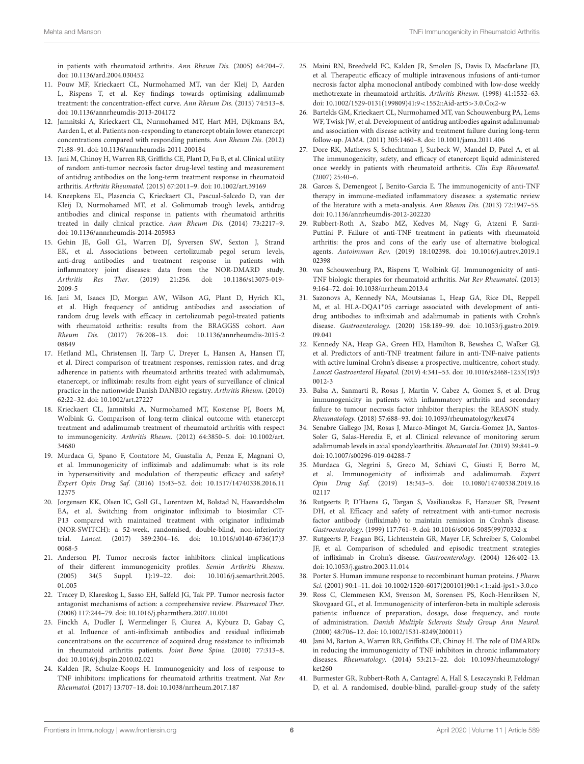in patients with rheumatoid arthritis. *Ann Rheum Dis.* (2005) 64:704–7. doi: 10.1136/ard.2004.030452

11. Pouw MF, Krieckaert CL, Nurmohamed MT, van der Kleij D, Aarden L, Rispens T, et al. Key findings towards optimising adalimumab treatment: the concentration-effect curve. *Ann Rheum Dis.* (2015) 74:513–8. doi: 10.1136/annrheumdis-2013-204172
12. Jamnitski A, Krieckaert CL, Nurmohamed MT, Hart MH, Dijkmans BA, Aarden L, et al. Patients non-responding to etanercept obtain lower etanercept concentrations compared with responding patients. *Ann Rheum Dis.* (2012) 71:88–91. doi: 10.1136/annrheumdis-2011-200184
13. Jani M, Chinoy H, Warren RB, Griffiths CE, Plant D, Fu B, et al. Clinical utility of random anti-tumor necrosis factor drug-level testing and measurement of antidrug antibodies on the long-term treatment response in rheumatoid arthritis. *Arthritis Rheumatol.* (2015) 67:2011–9. doi: 10.1002/art.39169
14. Kneepkens EL, Plasencia C, Krieckaert CL, Pascual-Salcedo D, van der Kleij D, Nurmohamed MT, et al. Golimumab trough levels, antidrug antibodies and clinical response in patients with rheumatoid arthritis treated in daily clinical practice. *Ann Rheum Dis.* (2014) 73:2217–9. doi: 10.1136/annrheumdis-2014-205983
15. Gehin JE, Goll GL, Warren DJ, Syversen SW, Sexton J, Strand EK, et al. Associations between certolizumab pegol serum levels, anti-drug antibodies and treatment response in patients with inflammatory joint diseases: data from the NOR-DMARD study. *Arthritis Res Ther.* (2019) 21:256. doi: 10.1186/s13075-019-2009-5
16. Jani M, Isaacs JD, Morgan AW, Wilson AG, Plant D, Hyrich KL, et al. High frequency of antidrug antibodies and association of random drug levels with efficacy in certolizumab pegol-treated patients with rheumatoid arthritis: results from the BRAGGSS cohort. *Ann Rheum Dis.* (2017) 76:208–13. doi: 10.1136/annrheumdis-2015-208849
17. Hetland ML, Christensen IJ, Tarp U, Dreyer L, Hansen A, Hansen IT, et al. Direct comparison of treatment responses, remission rates, and drug adherence in patients with rheumatoid arthritis treated with adalimumab, etanercept, or infliximab: results from eight years of surveillance of clinical practice in the nationwide Danish DANBIO registry. *Arthritis Rheum.* (2010) 62:22–32. doi: 10.1002/art.27227
18. Krieckaert CL, Jamnitski A, Nurmohamed MT, Kostense PJ, Boers M, Wolbink G. Comparison of long-term clinical outcome with etanercept treatment and adalimumab treatment of rheumatoid arthritis with respect to immunogenicity. *Arthritis Rheum.* (2012) 64:3850–5. doi: 10.1002/art.34680
19. Murdaca G, Spano F, Contatore M, Guastalla A, Penza E, Magnani O, et al. Immunogenicity of infliximab and adalimumab: what is its role in hypersensitivity and modulation of therapeutic efficacy and safety? *Expert Opin Drug Saf.* (2016) 15:43–52. doi: 10.1517/14740338.2016.1112375
20. Jorgensen KK, Olsen IC, Goll GL, Lorentzen M, Bolstad N, Haavardsholm EA, et al. Switching from originator infliximab to biosimilar CT-P13 compared with maintained treatment with originator infliximab (NOR-SWITCH): a 52-week, randomised, double-blind, non-inferiority trial. *Lancet.* (2017) 389:2304–16. doi: 10.1016/s0140-6736(17)30068-5
21. Anderson PJ. Tumor necrosis factor inhibitors: clinical implications of their different immunogenicity profiles. *Semin Arthritis Rheum.* (2005) 34(5 Suppl. 1):19–22. doi: 10.1016/j.semarthrit.2005.01.005
22. Tracey D, Klareskog L, Sasso EH, Salfeld JG, Tak PP. Tumor necrosis factor antagonist mechanisms of action: a comprehensive review. *Pharmacol Ther.* (2008) 117:244–79. doi: 10.1016/j.pharmthera.2007.10.001
23. Finckh A, Dudler J, Wermelinger F, Ciurea A, Kyburz D, Gabay C, et al. Influence of anti-infliximab antibodies and residual infliximab concentrations on the occurrence of acquired drug resistance to infliximab in rheumatoid arthritis patients. *Joint Bone Spine.* (2010) 77:313–8. doi: 10.1016/j.jbspin.2010.02.021
24. Kalden JR, Schulze-Koops H. Immunogenicity and loss of response to TNF inhibitors: implications for rheumatoid arthritis treatment. *Nat Rev Rheumatol.* (2017) 13:707–18. doi: 10.1038/nrrheum.2017.187
25. Maini RN, Breedveld FC, Kalden JR, Smolen JS, Davis D, Macfarlane JD, et al. Therapeutic efficacy of multiple intravenous infusions of anti-tumor necrosis factor alpha monoclonal antibody combined with low-dose weekly methotrexate in rheumatoid arthritis. *Arthritis Rheum.* (1998) 41:1552–63. doi: 10.1002/1529-0131(199809)41:9<1552::Aid-art5>3.0.Co;2-w
26. Bartelds GM, Krieckaert CL, Nurmohamed MT, van Schouwenburg PA, Lems WF, Twisk JW, et al. Development of antidrug antibodies against adalimumab and association with disease activity and treatment failure during long-term follow-up. *JAMA.* (2011) 305:1460–8. doi: 10.1001/jama.2011.406
27. Dore RK, Mathews S, Schechtman J, Surbeck W, Mandel D, Patel A, et al. The immunogenicity, safety, and efficacy of etanercept liquid administered once weekly in patients with rheumatoid arthritis. *Clin Exp Rheumatol.* (2007) 25:40–6.
28. Garces S, Demengeot J, Benito-Garcia E. The immunogenicity of anti-TNF therapy in immune-mediated inflammatory diseases: a systematic review of the literature with a meta-analysis. *Ann Rheum Dis.* (2013) 72:1947–55. doi: 10.1136/annrheumdis-2012-202220
29. Rubbert-Roth A, Szabo MZ, Kedves M, Nagy G, Atzeni F, Sarzi-Puttini P. Failure of anti-TNF treatment in patients with rheumatoid arthritis: the pros and cons of the early use of alternative biological agents. *Autoimmun Rev.* (2019) 18:102398. doi: 10.1016/j.autrev.2019.102398
30. van Schouwenburg PA, Rispens T, Wolbink GJ. Immunogenicity of anti-TNF biologic therapies for rheumatoid arthritis. *Nat Rev Rheumatol.* (2013) 9:164–72. doi: 10.1038/nrrheum.2013.4
31. Sazonovs A, Kennedy NA, Moutsianas L, Heap GA, Rice DL, Reppell M, et al. HLA-DQA1*05 carriage associated with development of anti-drug antibodies to infliximab and adalimumab in patients with Crohn's disease. *Gastroenterology.* (2020) 158:189–99. doi: 10.1053/j.gastro.2019.09.041
32. Kennedy NA, Heap GA, Green HD, Hamilton B, Bewshea C, Walker GJ, et al. Predictors of anti-TNF treatment failure in anti-TNF-naive patients with active luminal Crohn's disease: a prospective, multicentre, cohort study. *Lancet Gastroenterol Hepatol.* (2019) 4:341–53. doi: 10.1016/s2468-1253(19)30012-3
33. Balsa A, Sanmarti R, Rosas J, Martin V, Cabez A, Gomez S, et al. Drug immunogenicity in patients with inflammatory arthritis and secondary failure to tumour necrosis factor inhibitor therapies: the REASON study. *Rheumatology.* (2018) 57:688–93. doi: 10.1093/rheumatology/kex474
34. Senabre Gallego JM, Rosas J, Marco-Mingot M, Garcia-Gomez JA, Santos-Soler G, Salas-Heredia E, et al. Clinical relevance of monitoring serum adalimumab levels in axial spondyloarthritis. *Rheumatol Int.* (2019) 39:841–9. doi: 10.1007/s00296-019-04288-7
35. Murdaca G, Negrini S, Greco M, Schiavi C, Giusti F, Borro M, et al. Immunogenicity of infliximab and adalimumab. *Expert Opin Drug Saf.* (2019) 18:343–5. doi: 10.1080/14740338.2019.1602117
36. Rutgeerts P, D'Haens G, Targan S, Vasiliauskas E, Hanauer SB, Present DH, et al. Efficacy and safety of retreatment with anti-tumor necrosis factor antibody (infliximab) to maintain remission in Crohn's disease. *Gastroenterology.* (1999) 117:761–9. doi: 10.1016/s0016-5085(99)70332-x
37. Rutgeerts P, Feagan BG, Lichtenstein GR, Mayer LF, Schreiber S, Colombel JF, et al. Comparison of scheduled and episodic treatment strategies of infliximab in Crohn's disease. *Gastroenterology.* (2004) 126:402–13. doi: 10.1053/j.gastro.2003.11.014
38. Porter S. Human immune response to recombinant human proteins. *J Pharm Sci.* (2001) 90:1–11. doi: 10.1002/1520-6017(200101)90:1<1::aid-jps1>3.0.co
39. Ross C, Clemmesen KM, Svenson M, Sorensen PS, Koch-Henriksen N, Skovgaard GL, et al. Immunogenicity of interferon-beta in multiple sclerosis patients: influence of preparation, dosage, dose frequency, and route of administration. *Danish Multiple Sclerosis Study Group Ann Neurol.* (2000) 48:706–12. doi: 10.1002/1531-8249(200011)
40. Jani M, Barton A, Warren RB, Griffiths CE, Chinoy H. The role of DMARDs in reducing the immunogenicity of TNF inhibitors in chronic inflammatory diseases. *Rheumatology.* (2014) 53:213–22. doi: 10.1093/rheumatology/ket260
41. Burmester GR, Rubbert-Roth A, Cantagrel A, Hall S, Leszczynski P, Feldman D, et al. A randomised, double-blind, parallel-group study of the safety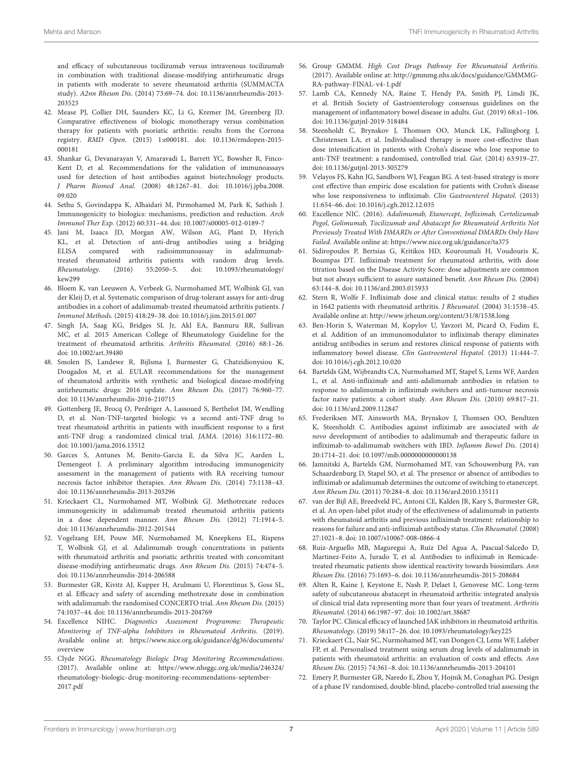and efficacy of subcutaneous tocilizumab versus intravenous tocilizumab in combination with traditional disease-modifying antirheumatic drugs in patients with moderate to severe rheumatoid arthritis (SUMMACTA study). *A2nn Rheum Dis.* (2014) 73:69–74. doi: 10.1136/annrheumdis-2013-203523

42. Mease PJ, Collier DH, Saunders KC, Li G, Kremer JM, Greenberg JD. Comparative effectiveness of biologic monotherapy versus combination therapy for patients with psoriatic arthritis: results from the Corrona registry. *RMD Open.* (2015) 1:e000181. doi: 10.1136/rmdopen-2015-000181
43. Shankar G, Devanarayan V, Amaravadi L, Barrett YC, Bowsher R, Finco-Kent D, et al. Recommendations for the validation of immunoassays used for detection of host antibodies against biotechnology products. *J Pharm Biomed Anal.* (2008) 48:1267–81. doi: 10.1016/j.jpba.2008.09.020
44. Sethu S, Govindappa K, Alhaidari M, Pirmohamed M, Park K, Sathish J. Immunogenicity to biologics: mechanisms, prediction and reduction. *Arch Immunol Ther Exp.* (2012) 60:331–44. doi: 10.1007/s00005-012-0189-7
45. Jani M, Isaacs JD, Morgan AW, Wilson AG, Plant D, Hyrich KL, et al. Detection of anti-drug antibodies using a bridging ELISA compared with radioimmunoassay in adalimumab-treated rheumatoid arthritis patients with random drug levels. *Rheumatology.* (2016) 55:2050–5. doi: 10.1093/rheumatology/kew299
46. Bloem K, van Leeuwen A, Verbeek G, Nurmohamed MT, Wolbink GJ, van der Kleij D, et al. Systematic comparison of drug-tolerant assays for anti-drug antibodies in a cohort of adalimumab-treated rheumatoid arthritis patients. *J Immunol Methods.* (2015) 418:29–38. doi: 10.1016/j.jim.2015.01.007
47. Singh JA, Saag KG, Bridges SL Jr, Akl EA, Bannuru RR, Sullivan MC, et al. 2015 American College of Rheumatology Guideline for the treatment of rheumatoid arthritis. *Arthritis Rheumatol.* (2016) 68:1–26. doi: 10.1002/art.39480
48. Smolen JS, Landewe R, Bijlsma J, Burmester G, Chatzidionysiou K, Dougados M, et al. EULAR recommendations for the management of rheumatoid arthritis with synthetic and biological disease-modifying antirheumatic drugs: 2016 update. *Ann Rheum Dis.* (2017) 76:960–77. doi: 10.1136/annrheumdis-2016-210715
49. Gottenberg JE, Brocq O, Perdriger A, Lassoued S, Berthelot JM, Wendling D, et al. Non-TNF-targeted biologic vs a second anti-TNF drug to treat rheumatoid arthritis in patients with insufficient response to a first anti-TNF drug: a randomized clinical trial. *JAMA.* (2016) 316:1172–80. doi: 10.1001/jama.2016.13512
50. Garces S, Antunes M, Benito-Garcia E, da Silva JC, Aarden L, Demengeot J. A preliminary algorithm introducing immunogenicity assessment in the management of patients with RA receiving tumour necrosis factor inhibitor therapies. *Ann Rheum Dis.* (2014) 73:1138–43. doi: 10.1136/annrheumdis-2013-203296
51. Krieckaert CL, Nurmohamed MT, Wolbink GJ. Methotrexate reduces immunogenicity in adalimumab treated rheumatoid arthritis patients in a dose dependent manner. *Ann Rheum Dis.* (2012) 71:1914–5. doi: 10.1136/annrheumdis-2012-201544
52. Vogelzang EH, Pouw MF, Nurmohamed M, Kneepkens EL, Rispens T, Wolbink GJ, et al. Adalimumab trough concentrations in patients with rheumatoid arthritis and psoriatic arthritis treated with concomitant disease-modifying antirheumatic drugs. *Ann Rheum Dis.* (2015) 74:474–5. doi: 10.1136/annrheumdis-2014-206588
53. Burmester GR, Kivitz AJ, Kupper H, Arulmani U, Florentinus S, Goss SL, et al. Efficacy and safety of ascending methotrexate dose in combination with adalimumab: the randomised CONCERTO trial. *Ann Rheum Dis.* (2015) 74:1037–44. doi: 10.1136/annrheumdis-2013-204769
54. Excellence NIHC. *Diagnostics Assessment Programme: Therapeutic Monitoring of TNF-alpha Inhibitors in Rheumatoid Arthritis.* (2019). Available online at: https://www.nice.org.uk/guidance/dg36/documents/overview
55. Clyde NGG. *Rheumatology Biologic Drug Monitoring Recommendations.* (2017). Available online at: https://www.nhsggc.org.uk/media/246324/rheumatology-biologic-drug-monitoring-recommendations-september-2017.pdf
56. Group GMMM. *High Cost Drugs Pathway For Rheumatoid Arthritis.* (2017). Available online at: http://gmmmg.nhs.uk/docs/guidance/GMMMG-RA-pathway-FINAL-v4-1.pdf
57. Lamb CA, Kennedy NA, Raine T, Hendy PA, Smith PJ, Limdi JK, et al. British Society of Gastroenterology consensus guidelines on the management of inflammatory bowel disease in adults. *Gut.* (2019) 68:s1–106. doi: 10.1136/gutjnl-2019-318484
58. Steenholdt C, Brynskov J, Thomsen OO, Munck LK, Fallingborg J, Christensen LA, et al. Individualised therapy is more cost-effective than dose intensification in patients with Crohn's disease who lose response to anti-TNF treatment: a randomised, controlled trial. *Gut.* (2014) 63:919–27. doi: 10.1136/gutjnl-2013-305279
59. Velayos FS, Kahn JG, Sandborn WJ, Feagan BG. A test-based strategy is more cost effective than empiric dose escalation for patients with Crohn's disease who lose responsiveness to infliximab. *Clin Gastroenterol Hepatol.* (2013) 11:654–66. doi: 10.1016/j.cgh.2012.12.035
60. Excellence NIC. (2016). *Adalimumab, Etanercept, Infliximab, Certolizumab Pegol, Golimumab, Tocilizumab and Abatacept for Rheumatoid Arthritis Not Previously Treated With DMARDs or After Conventional DMARDs Only Have Failed.* Available online at: https://www.nice.org.uk/guidance/ta375
61. Sidiropoulos P, Bertsias G, Kritikos HD, Kouroumali H, Voudouris K, Boumpas DT. Infliximab treatment for rheumatoid arthritis, with dose titration based on the Disease Activity Score: dose adjustments are common but not always sufficient to assure sustained benefit. *Ann Rheum Dis.* (2004) 63:144–8. doi: 10.1136/ard.2003.015933
62. Stern R, Wolfe F. Infliximab dose and clinical status: results of 2 studies in 1642 patients with rheumatoid arthritis. *J Rheumatol.* (2004) 31:1538–45. Available online at: http://www.jrheum.org/content/31/8/1538.long
63. Ben-Horin S, Waterman M, Kopylov U, Yavzori M, Picard O, Fudim E, et al. Addition of an immunomodulator to infliximab therapy eliminates antidrug antibodies in serum and restores clinical response of patients with inflammatory bowel disease. *Clin Gastroenterol Hepatol.* (2013) 11:444–7. doi: 10.1016/j.cgh.2012.10.020
64. Bartelds GM, Wijbrandts CA, Nurmohamed MT, Stapel S, Lems WF, Aarden L, et al. Anti-infliximab and anti-adalimumab antibodies in relation to response to adalimumab in infliximab switchers and anti-tumour necrosis factor naive patients: a cohort study. *Ann Rheum Dis.* (2010) 69:817–21. doi: 10.1136/ard.2009.112847
65. Frederiksen MT, Ainsworth MA, Brynskov J, Thomsen OO, Bendtzen K, Steenholdt C. Antibodies against infliximab are associated with *de novo* development of antibodies to adalimumab and therapeutic failure in infliximab-to-adalimumab switchers with IBD. *Inflamm Bowel Dis.* (2014) 20:1714–21. doi: 10.1097/mib.0000000000000138
66. Jamnitski A, Bartelds GM, Nurmohamed MT, van Schouwenburg PA, van Schaardenburg D, Stapel SO, et al. The presence or absence of antibodies to infliximab or adalimumab determines the outcome of switching to etanercept. *Ann Rheum Dis.* (2011) 70:284–8. doi: 10.1136/ard.2010.135111
67. van der Bijl AE, Breedveld FC, Antoni CE, Kalden JR, Kary S, Burmester GR, et al. An open-label pilot study of the effectiveness of adalimumab in patients with rheumatoid arthritis and previous infliximab treatment: relationship to reasons for failure and anti-infliximab antibody status. *Clin Rheumatol.* (2008) 27:1021–8. doi: 10.1007/s10067-008-0866-4
68. Ruiz-Arguello MB, Maguregui A, Ruiz Del Agua A, Pascual-Salcedo D, Martinez-Feito A, Jurado T, et al. Antibodies to infliximab in Remicade-treated rheumatic patients show identical reactivity towards biosimilars. *Ann Rheum Dis.* (2016) 75:1693–6. doi: 10.1136/annrheumdis-2015-208684
69. Alten R, Kaine J, Keystone E, Nash P, Delaet I, Genovese MC. Long-term safety of subcutaneous abatacept in rheumatoid arthritis: integrated analysis of clinical trial data representing more than four years of treatment. *Arthritis Rheumatol.* (2014) 66:1987–97. doi: 10.1002/art.38687
70. Taylor PC. Clinical efficacy of launched JAK inhibitors in rheumatoid arthritis. *Rheumatology.* (2019) 58:i17–26. doi: 10.1093/rheumatology/key225
71. Krieckaert CL, Nair SC, Nurmohamed MT, van Dongen CJ, Lems WF, Lafeber FP, et al. Personalised treatment using serum drug levels of adalimumab in patients with rheumatoid arthritis: an evaluation of costs and effects. *Ann Rheum Dis.* (2015) 74:361–8. doi: 10.1136/annrheumdis-2013-204101
72. Emery P, Burmester GR, Naredo E, Zhou Y, Hojnik M, Conaghan PG. Design of a phase IV randomised, double-blind, placebo-controlled trial assessing the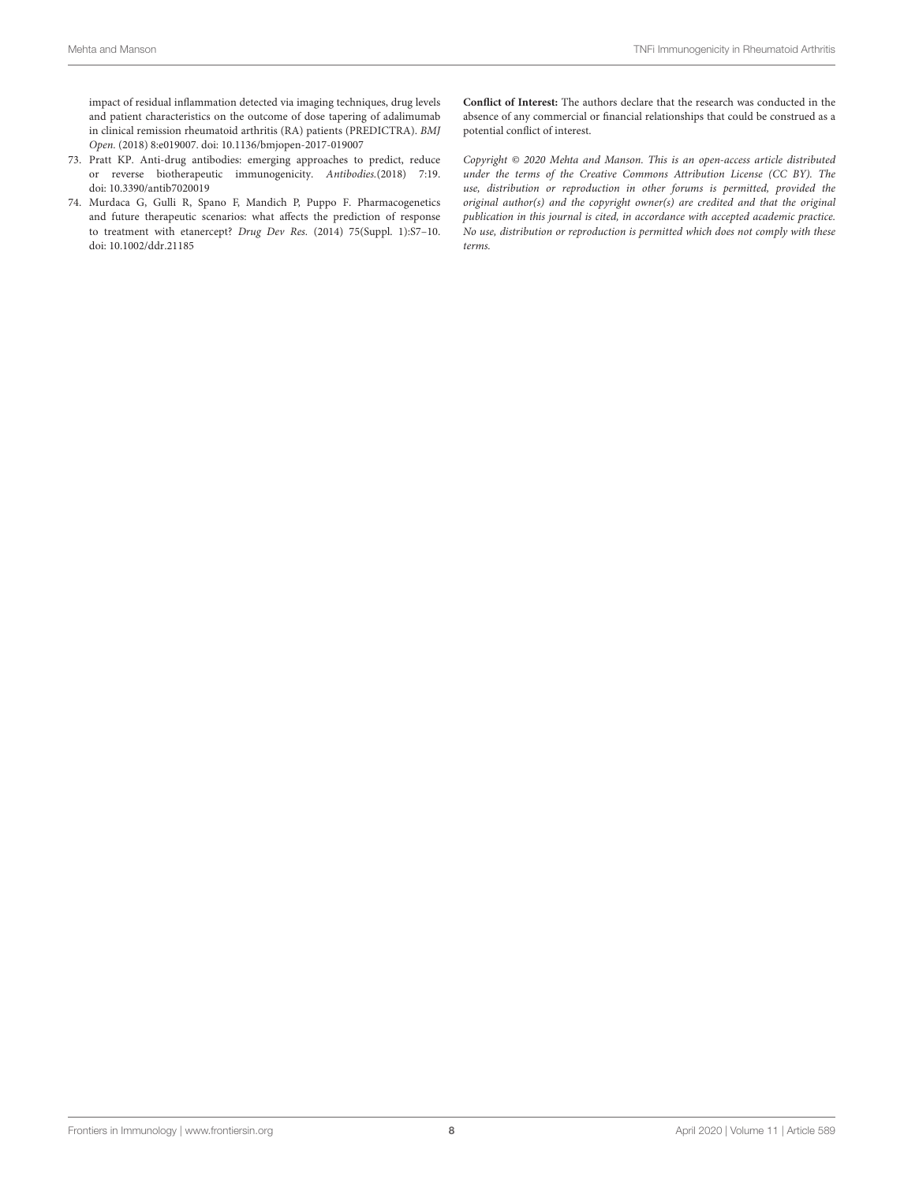impact of residual inflammation detected via imaging techniques, drug levels and patient characteristics on the outcome of dose tapering of adalimumab in clinical remission rheumatoid arthritis (RA) patients (PREDICTRA). *BMJ Open*. (2018) 8:e019007. doi: 10.1136/bmjopen-2017-019007

73. Pratt KP. Anti-drug antibodies: emerging approaches to predict, reduce or reverse biotherapeutic immunogenicity. *Antibodies.*(2018) 7:19. doi: 10.3390/antib7020019
74. Murdaca G, Gulli R, Spano F, Mandich P, Puppo F. Pharmacogenetics and future therapeutic scenarios: what affects the prediction of response to treatment with etanercept? *Drug Dev Res*. (2014) 75(Suppl. 1):S7–10. doi: 10.1002/ddr.21185

**Conflict of Interest:** The authors declare that the research was conducted in the absence of any commercial or financial relationships that could be construed as a potential conflict of interest.

*Copyright © 2020 Mehta and Manson. This is an open-access article distributed under the terms of the Creative Commons Attribution License (CC BY). The use, distribution or reproduction in other forums is permitted, provided the original author(s) and the copyright owner(s) are credited and that the original publication in this journal is cited, in accordance with accepted academic practice. No use, distribution or reproduction is permitted which does not comply with these terms.*